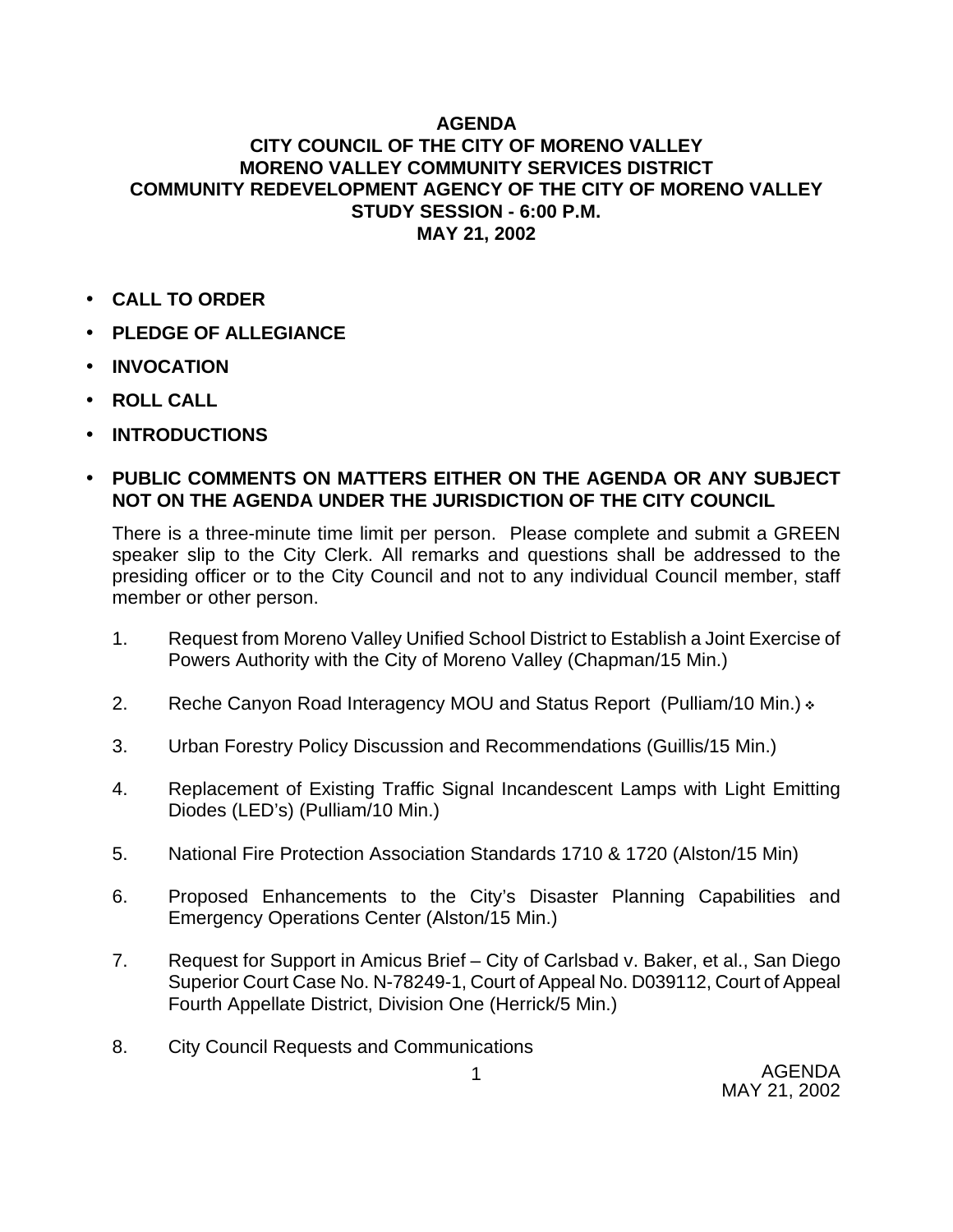# AGENDA
## CITY COUNCIL OF THE CITY OF MORENO VALLEY
## MORENO VALLEY COMMUNITY SERVICES DISTRICT
## COMMUNITY REDEVELOPMENT AGENCY OF THE CITY OF MORENO VALLEY
## STUDY SESSION - 6:00 P.M.
## MAY 21, 2002

- **CALL TO ORDER**
- **PLEDGE OF ALLEGIANCE**
- **INVOCATION**
- **ROLL CALL**
- **INTRODUCTIONS**
- **PUBLIC COMMENTS ON MATTERS EITHER ON THE AGENDA OR ANY SUBJECT NOT ON THE AGENDA UNDER THE JURISDICTION OF THE CITY COUNCIL**

  There is a three-minute time limit per person. Please complete and submit a GREEN speaker slip to the City Clerk. All remarks and questions shall be addressed to the presiding officer or to the City Council and not to any individual Council member, staff member or other person.

1. Request from Moreno Valley Unified School District to Establish a Joint Exercise of Powers Authority with the City of Moreno Valley (Chapman/15 Min.)

2. Reche Canyon Road Interagency MOU and Status Report (Pulliam/10 Min.) ❖

3. Urban Forestry Policy Discussion and Recommendations (Guillis/15 Min.)

4. Replacement of Existing Traffic Signal Incandescent Lamps with Light Emitting Diodes (LED's) (Pulliam/10 Min.)

5. National Fire Protection Association Standards 1710 & 1720 (Alston/15 Min)

6. Proposed Enhancements to the City's Disaster Planning Capabilities and Emergency Operations Center (Alston/15 Min.)

7. Request for Support in Amicus Brief – City of Carlsbad v. Baker, et al., San Diego Superior Court Case No. N-78249-1, Court of Appeal No. D039112, Court of Appeal Fourth Appellate District, Division One (Herrick/5 Min.)

8. City Council Requests and Communications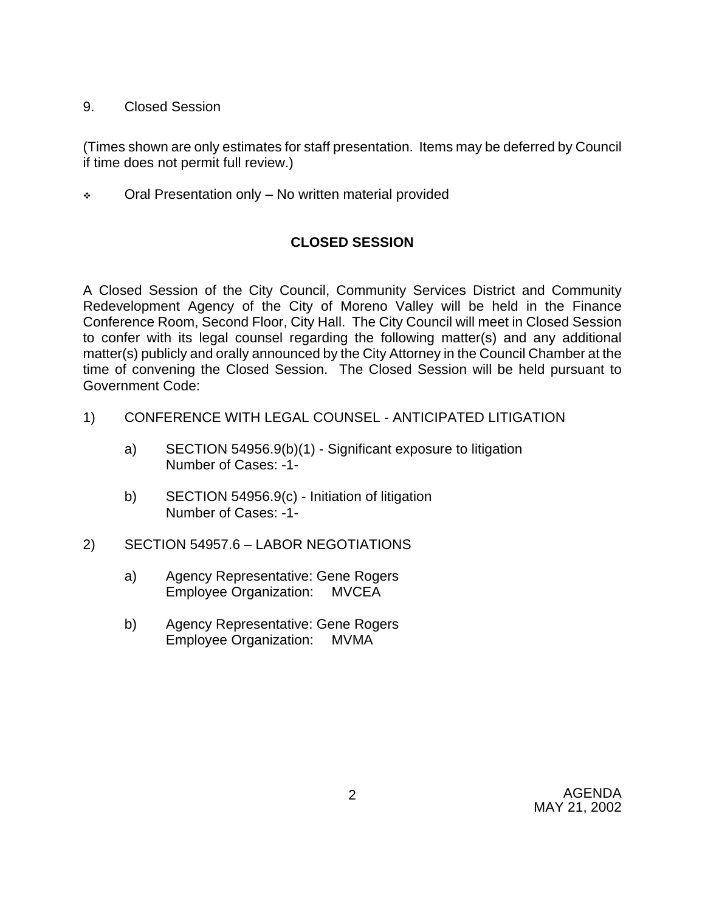9. Closed Session

(Times shown are only estimates for staff presentation. Items may be deferred by Council if time does not permit full review.)

- ❖ Oral Presentation only – No written material provided

## CLOSED SESSION

A Closed Session of the City Council, Community Services District and Community Redevelopment Agency of the City of Moreno Valley will be held in the Finance Conference Room, Second Floor, City Hall. The City Council will meet in Closed Session to confer with its legal counsel regarding the following matter(s) and any additional matter(s) publicly and orally announced by the City Attorney in the Council Chamber at the time of convening the Closed Session. The Closed Session will be held pursuant to Government Code:

1) CONFERENCE WITH LEGAL COUNSEL - ANTICIPATED LITIGATION

   a) SECTION 54956.9(b)(1) - Significant exposure to litigation
      Number of Cases: -1-

   b) SECTION 54956.9(c) - Initiation of litigation
      Number of Cases: -1-

2) SECTION 54957.6 – LABOR NEGOTIATIONS

   a) Agency Representative: Gene Rogers
      Employee Organization: MVCEA

   b) Agency Representative: Gene Rogers
      Employee Organization: MVMA